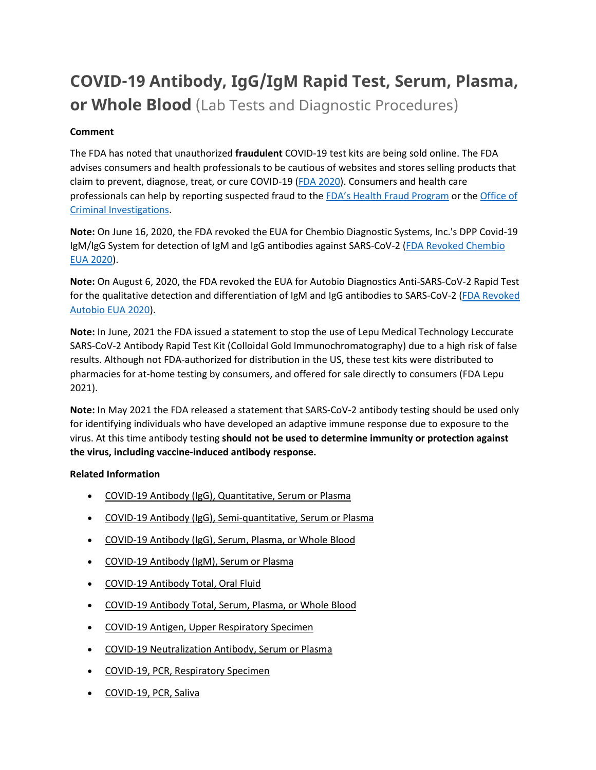# COVID-19 Antibody, IgG/IgM Rapid Test, Serum, Plasma, or Whole Blood (Lab Tests and Diagnostic Procedures)

**Comment**

The FDA has noted that unauthorized **fraudulent** COVID-19 test kits are being sold online. The FDA advises consumers and health professionals to be cautious of websites and stores selling products that claim to prevent, diagnose, treat, or cure COVID-19 (FDA 2020). Consumers and health care professionals can help by reporting suspected fraud to the FDA's Health Fraud Program or the Office of Criminal Investigations.

**Note:** On June 16, 2020, the FDA revoked the EUA for Chembio Diagnostic Systems, Inc.'s DPP Covid-19 IgM/IgG System for detection of IgM and IgG antibodies against SARS-CoV-2 (FDA Revoked Chembio EUA 2020).

**Note:** On August 6, 2020, the FDA revoked the EUA for Autobio Diagnostics Anti-SARS-CoV-2 Rapid Test for the qualitative detection and differentiation of IgM and IgG antibodies to SARS-CoV-2 (FDA Revoked Autobio EUA 2020).

**Note:** In June, 2021 the FDA issued a statement to stop the use of Lepu Medical Technology Leccurate SARS-CoV-2 Antibody Rapid Test Kit (Colloidal Gold Immunochromatography) due to a high risk of false results. Although not FDA-authorized for distribution in the US, these test kits were distributed to pharmacies for at-home testing by consumers, and offered for sale directly to consumers (FDA Lepu 2021).

**Note:** In May 2021 the FDA released a statement that SARS-CoV-2 antibody testing should be used only for identifying individuals who have developed an adaptive immune response due to exposure to the virus. At this time antibody testing **should not be used to determine immunity or protection against the virus, including vaccine-induced antibody response.**

**Related Information**

- COVID-19 Antibody (IgG), Quantitative, Serum or Plasma
- COVID-19 Antibody (IgG), Semi-quantitative, Serum or Plasma
- COVID-19 Antibody (IgG), Serum, Plasma, or Whole Blood
- COVID-19 Antibody (IgM), Serum or Plasma
- COVID-19 Antibody Total, Oral Fluid
- COVID-19 Antibody Total, Serum, Plasma, or Whole Blood
- COVID-19 Antigen, Upper Respiratory Specimen
- COVID-19 Neutralization Antibody, Serum or Plasma
- COVID-19, PCR, Respiratory Specimen
- COVID-19, PCR, Saliva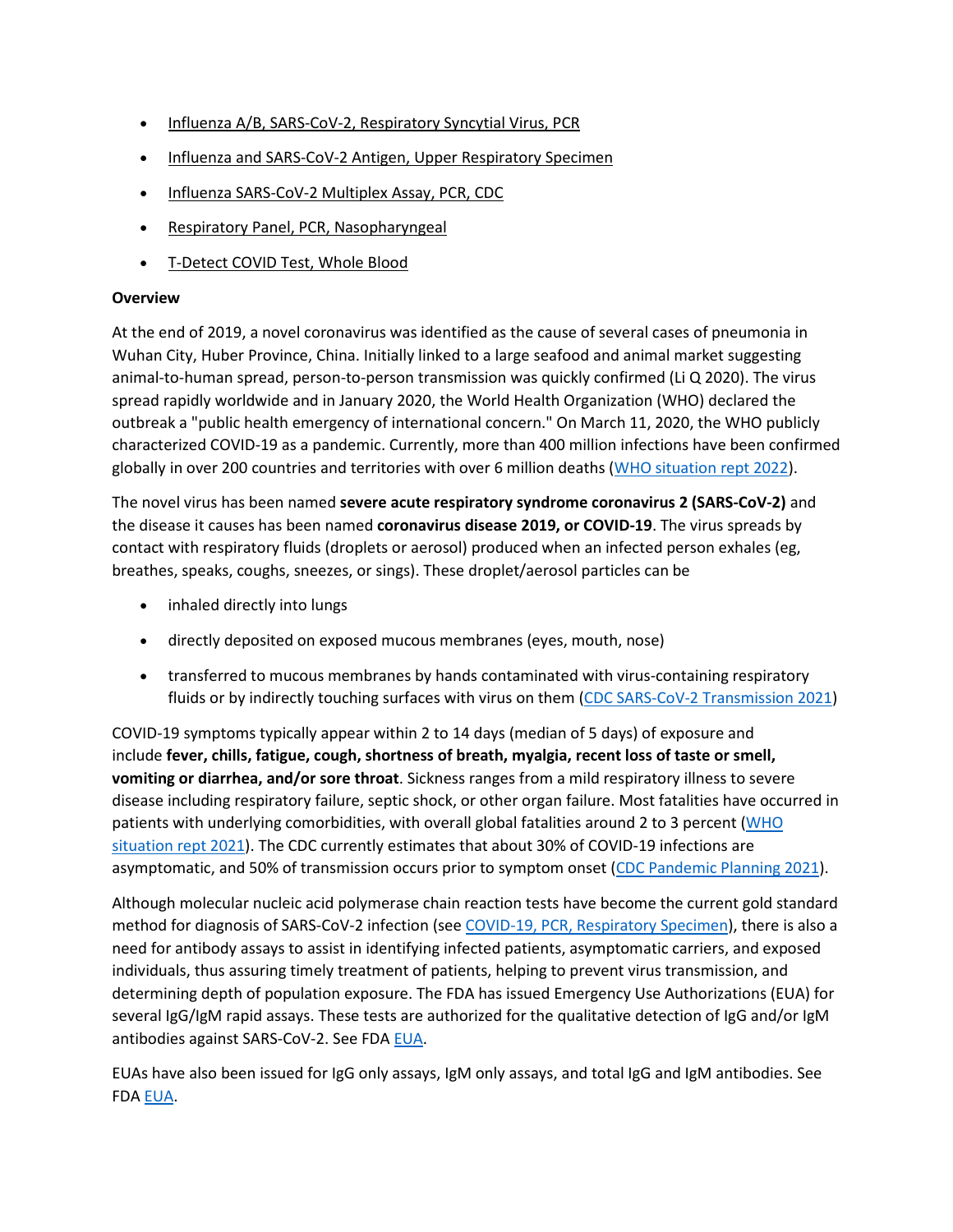- Influenza A/B, SARS-CoV-2, Respiratory Syncytial Virus, PCR
- Influenza and SARS-CoV-2 Antigen, Upper Respiratory Specimen
- Influenza SARS-CoV-2 Multiplex Assay, PCR, CDC
- Respiratory Panel, PCR, Nasopharyngeal
- T-Detect COVID Test, Whole Blood

**Overview**

At the end of 2019, a novel coronavirus was identified as the cause of several cases of pneumonia in Wuhan City, Huber Province, China. Initially linked to a large seafood and animal market suggesting animal-to-human spread, person-to-person transmission was quickly confirmed (Li Q 2020). The virus spread rapidly worldwide and in January 2020, the World Health Organization (WHO) declared the outbreak a "public health emergency of international concern." On March 11, 2020, the WHO publicly characterized COVID-19 as a pandemic. Currently, more than 400 million infections have been confirmed globally in over 200 countries and territories with over 6 million deaths (WHO situation rept 2022).

The novel virus has been named **severe acute respiratory syndrome coronavirus 2 (SARS-CoV-2)** and the disease it causes has been named **coronavirus disease 2019, or COVID-19**. The virus spreads by contact with respiratory fluids (droplets or aerosol) produced when an infected person exhales (eg, breathes, speaks, coughs, sneezes, or sings). These droplet/aerosol particles can be

- inhaled directly into lungs
- directly deposited on exposed mucous membranes (eyes, mouth, nose)
- transferred to mucous membranes by hands contaminated with virus-containing respiratory fluids or by indirectly touching surfaces with virus on them (CDC SARS-CoV-2 Transmission 2021)

COVID-19 symptoms typically appear within 2 to 14 days (median of 5 days) of exposure and include **fever, chills, fatigue, cough, shortness of breath, myalgia, recent loss of taste or smell, vomiting or diarrhea, and/or sore throat**. Sickness ranges from a mild respiratory illness to severe disease including respiratory failure, septic shock, or other organ failure. Most fatalities have occurred in patients with underlying comorbidities, with overall global fatalities around 2 to 3 percent (WHO situation rept 2021). The CDC currently estimates that about 30% of COVID-19 infections are asymptomatic, and 50% of transmission occurs prior to symptom onset (CDC Pandemic Planning 2021).

Although molecular nucleic acid polymerase chain reaction tests have become the current gold standard method for diagnosis of SARS-CoV-2 infection (see COVID-19, PCR, Respiratory Specimen), there is also a need for antibody assays to assist in identifying infected patients, asymptomatic carriers, and exposed individuals, thus assuring timely treatment of patients, helping to prevent virus transmission, and determining depth of population exposure. The FDA has issued Emergency Use Authorizations (EUA) for several IgG/IgM rapid assays. These tests are authorized for the qualitative detection of IgG and/or IgM antibodies against SARS-CoV-2. See FDA EUA.

EUAs have also been issued for IgG only assays, IgM only assays, and total IgG and IgM antibodies. See FDA EUA.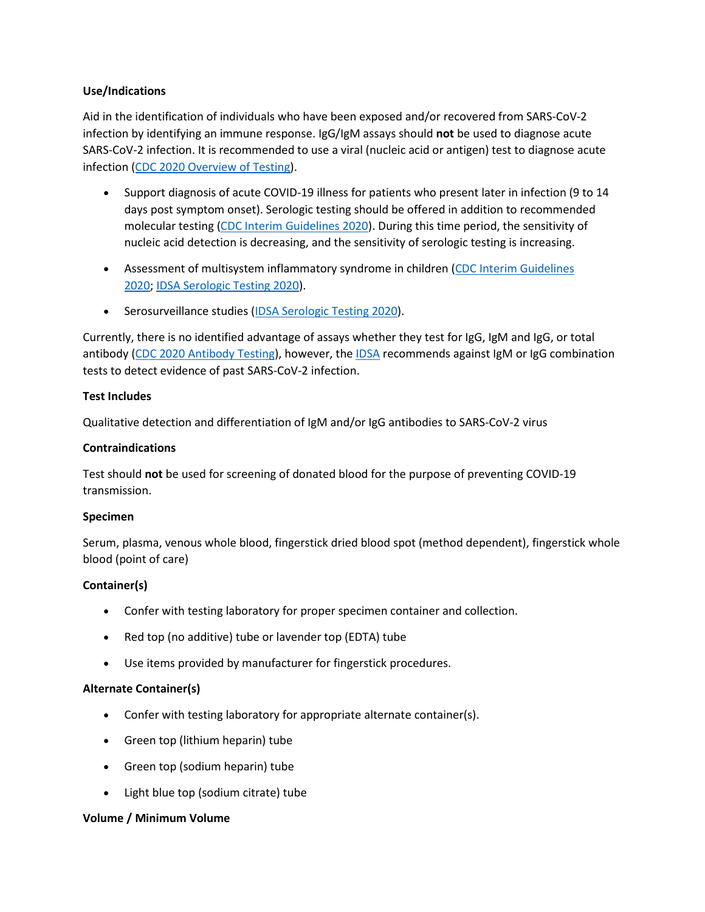**Use/Indications**

Aid in the identification of individuals who have been exposed and/or recovered from SARS-CoV-2 infection by identifying an immune response. IgG/IgM assays should **not** be used to diagnose acute SARS-CoV-2 infection. It is recommended to use a viral (nucleic acid or antigen) test to diagnose acute infection (CDC 2020 Overview of Testing).

- Support diagnosis of acute COVID-19 illness for patients who present later in infection (9 to 14 days post symptom onset). Serologic testing should be offered in addition to recommended molecular testing (CDC Interim Guidelines 2020). During this time period, the sensitivity of nucleic acid detection is decreasing, and the sensitivity of serologic testing is increasing.
- Assessment of multisystem inflammatory syndrome in children (CDC Interim Guidelines 2020; IDSA Serologic Testing 2020).
- Serosurveillance studies (IDSA Serologic Testing 2020).

Currently, there is no identified advantage of assays whether they test for IgG, IgM and IgG, or total antibody (CDC 2020 Antibody Testing), however, the IDSA recommends against IgM or IgG combination tests to detect evidence of past SARS-CoV-2 infection.

**Test Includes**

Qualitative detection and differentiation of IgM and/or IgG antibodies to SARS-CoV-2 virus

**Contraindications**

Test should **not** be used for screening of donated blood for the purpose of preventing COVID-19 transmission.

**Specimen**

Serum, plasma, venous whole blood, fingerstick dried blood spot (method dependent), fingerstick whole blood (point of care)

**Container(s)**

- Confer with testing laboratory for proper specimen container and collection.
- Red top (no additive) tube or lavender top (EDTA) tube
- Use items provided by manufacturer for fingerstick procedures.

**Alternate Container(s)**

- Confer with testing laboratory for appropriate alternate container(s).
- Green top (lithium heparin) tube
- Green top (sodium heparin) tube
- Light blue top (sodium citrate) tube

**Volume / Minimum Volume**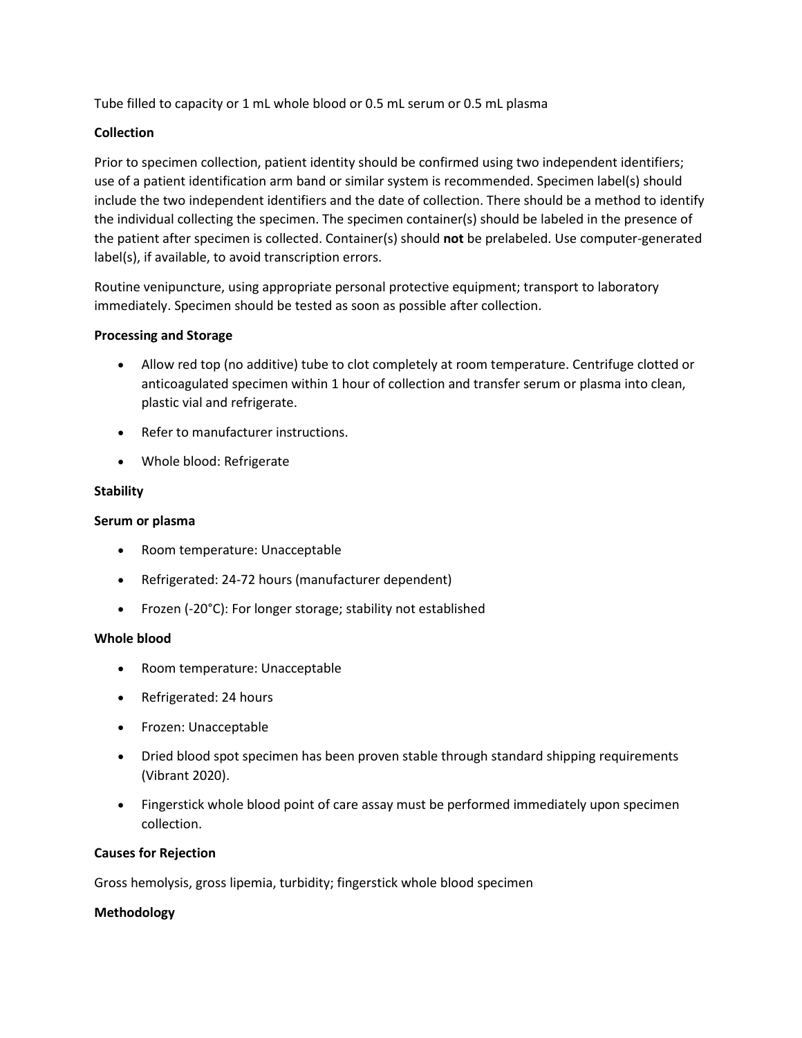Tube filled to capacity or 1 mL whole blood or 0.5 mL serum or 0.5 mL plasma

**Collection**

Prior to specimen collection, patient identity should be confirmed using two independent identifiers; use of a patient identification arm band or similar system is recommended. Specimen label(s) should include the two independent identifiers and the date of collection. There should be a method to identify the individual collecting the specimen. The specimen container(s) should be labeled in the presence of the patient after specimen is collected. Container(s) should **not** be prelabeled. Use computer-generated label(s), if available, to avoid transcription errors.

Routine venipuncture, using appropriate personal protective equipment; transport to laboratory immediately. Specimen should be tested as soon as possible after collection.

**Processing and Storage**

- Allow red top (no additive) tube to clot completely at room temperature. Centrifuge clotted or anticoagulated specimen within 1 hour of collection and transfer serum or plasma into clean, plastic vial and refrigerate.
- Refer to manufacturer instructions.
- Whole blood: Refrigerate

**Stability**

**Serum or plasma**

- Room temperature: Unacceptable
- Refrigerated: 24-72 hours (manufacturer dependent)
- Frozen (-20°C): For longer storage; stability not established

**Whole blood**

- Room temperature: Unacceptable
- Refrigerated: 24 hours
- Frozen: Unacceptable
- Dried blood spot specimen has been proven stable through standard shipping requirements (Vibrant 2020).
- Fingerstick whole blood point of care assay must be performed immediately upon specimen collection.

**Causes for Rejection**

Gross hemolysis, gross lipemia, turbidity; fingerstick whole blood specimen

**Methodology**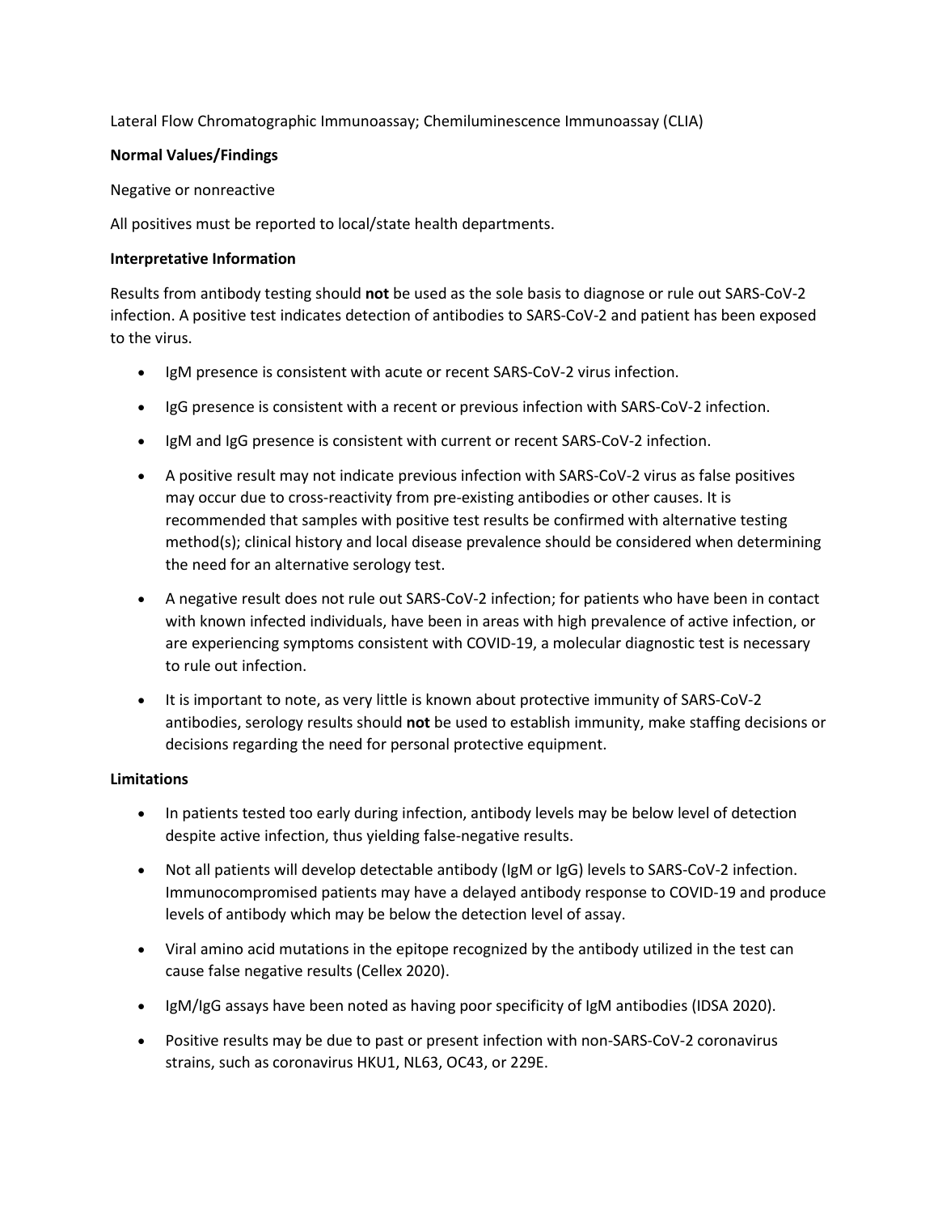Lateral Flow Chromatographic Immunoassay; Chemiluminescence Immunoassay (CLIA)

**Normal Values/Findings**

Negative or nonreactive

All positives must be reported to local/state health departments.

**Interpretative Information**

Results from antibody testing should **not** be used as the sole basis to diagnose or rule out SARS-CoV-2 infection. A positive test indicates detection of antibodies to SARS-CoV-2 and patient has been exposed to the virus.

- IgM presence is consistent with acute or recent SARS-CoV-2 virus infection.
- IgG presence is consistent with a recent or previous infection with SARS-CoV-2 infection.
- IgM and IgG presence is consistent with current or recent SARS-CoV-2 infection.
- A positive result may not indicate previous infection with SARS-CoV-2 virus as false positives may occur due to cross-reactivity from pre-existing antibodies or other causes. It is recommended that samples with positive test results be confirmed with alternative testing method(s); clinical history and local disease prevalence should be considered when determining the need for an alternative serology test.
- A negative result does not rule out SARS-CoV-2 infection; for patients who have been in contact with known infected individuals, have been in areas with high prevalence of active infection, or are experiencing symptoms consistent with COVID-19, a molecular diagnostic test is necessary to rule out infection.
- It is important to note, as very little is known about protective immunity of SARS-CoV-2 antibodies, serology results should **not** be used to establish immunity, make staffing decisions or decisions regarding the need for personal protective equipment.

**Limitations**

- In patients tested too early during infection, antibody levels may be below level of detection despite active infection, thus yielding false-negative results.
- Not all patients will develop detectable antibody (IgM or IgG) levels to SARS-CoV-2 infection. Immunocompromised patients may have a delayed antibody response to COVID-19 and produce levels of antibody which may be below the detection level of assay.
- Viral amino acid mutations in the epitope recognized by the antibody utilized in the test can cause false negative results (Cellex 2020).
- IgM/IgG assays have been noted as having poor specificity of IgM antibodies (IDSA 2020).
- Positive results may be due to past or present infection with non-SARS-CoV-2 coronavirus strains, such as coronavirus HKU1, NL63, OC43, or 229E.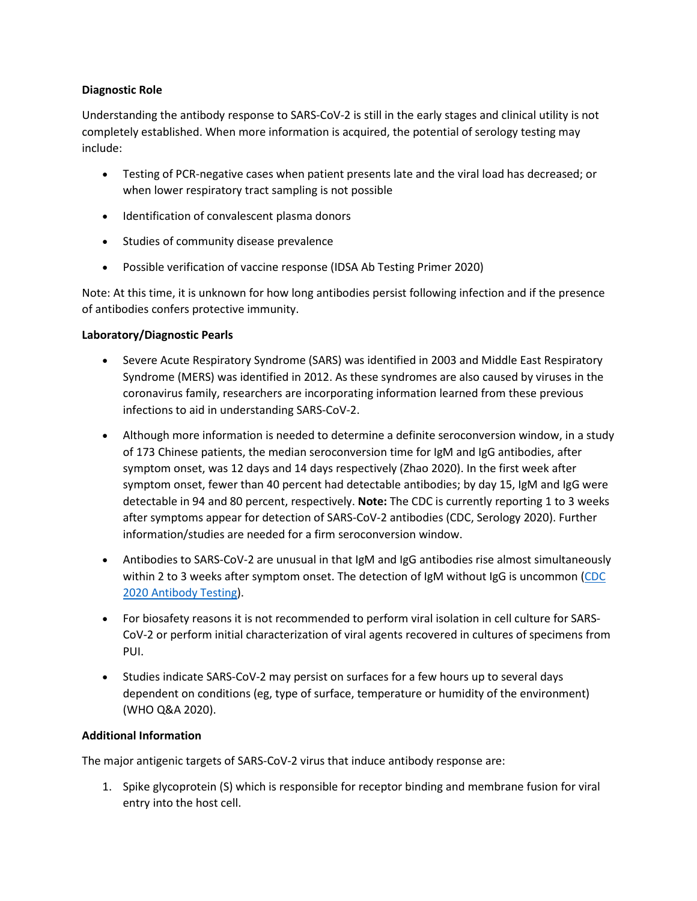**Diagnostic Role**

Understanding the antibody response to SARS-CoV-2 is still in the early stages and clinical utility is not completely established. When more information is acquired, the potential of serology testing may include:

- Testing of PCR-negative cases when patient presents late and the viral load has decreased; or when lower respiratory tract sampling is not possible
- Identification of convalescent plasma donors
- Studies of community disease prevalence
- Possible verification of vaccine response (IDSA Ab Testing Primer 2020)

Note: At this time, it is unknown for how long antibodies persist following infection and if the presence of antibodies confers protective immunity.

**Laboratory/Diagnostic Pearls**

- Severe Acute Respiratory Syndrome (SARS) was identified in 2003 and Middle East Respiratory Syndrome (MERS) was identified in 2012. As these syndromes are also caused by viruses in the coronavirus family, researchers are incorporating information learned from these previous infections to aid in understanding SARS-CoV-2.
- Although more information is needed to determine a definite seroconversion window, in a study of 173 Chinese patients, the median seroconversion time for IgM and IgG antibodies, after symptom onset, was 12 days and 14 days respectively (Zhao 2020). In the first week after symptom onset, fewer than 40 percent had detectable antibodies; by day 15, IgM and IgG were detectable in 94 and 80 percent, respectively. **Note:** The CDC is currently reporting 1 to 3 weeks after symptoms appear for detection of SARS-CoV-2 antibodies (CDC, Serology 2020). Further information/studies are needed for a firm seroconversion window.
- Antibodies to SARS-CoV-2 are unusual in that IgM and IgG antibodies rise almost simultaneously within 2 to 3 weeks after symptom onset. The detection of IgM without IgG is uncommon (CDC 2020 Antibody Testing).
- For biosafety reasons it is not recommended to perform viral isolation in cell culture for SARS-CoV-2 or perform initial characterization of viral agents recovered in cultures of specimens from PUI.
- Studies indicate SARS-CoV-2 may persist on surfaces for a few hours up to several days dependent on conditions (eg, type of surface, temperature or humidity of the environment) (WHO Q&A 2020).

**Additional Information**

The major antigenic targets of SARS-CoV-2 virus that induce antibody response are:

1. Spike glycoprotein (S) which is responsible for receptor binding and membrane fusion for viral entry into the host cell.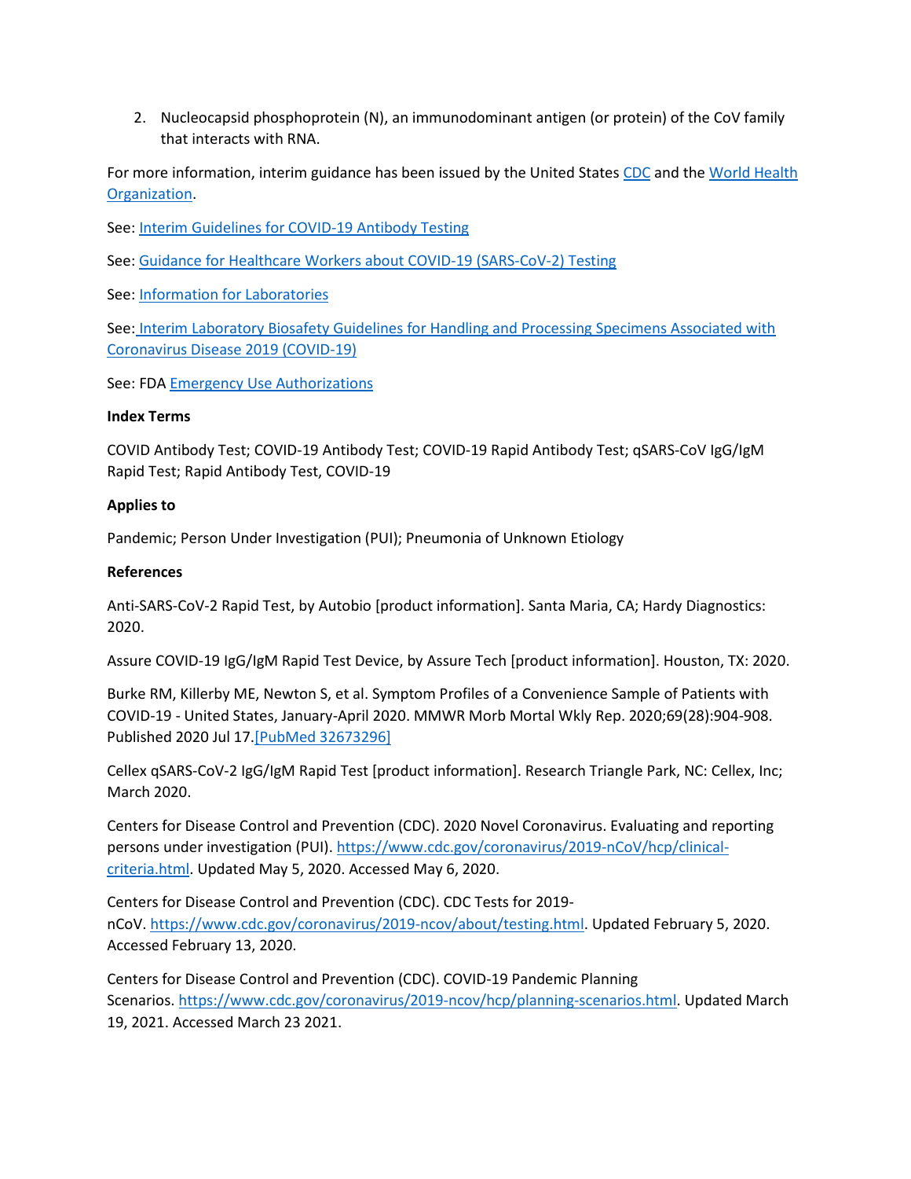2. Nucleocapsid phosphoprotein (N), an immunodominant antigen (or protein) of the CoV family that interacts with RNA.

For more information, interim guidance has been issued by the United States [CDC] and the [World Health Organization].

See: [Interim Guidelines for COVID-19 Antibody Testing]

See: [Guidance for Healthcare Workers about COVID-19 (SARS-CoV-2) Testing]

See: [Information for Laboratories]

See: [Interim Laboratory Biosafety Guidelines for Handling and Processing Specimens Associated with Coronavirus Disease 2019 (COVID-19)]

See: FDA [Emergency Use Authorizations]

**Index Terms**

COVID Antibody Test; COVID-19 Antibody Test; COVID-19 Rapid Antibody Test; qSARS-CoV IgG/IgM Rapid Test; Rapid Antibody Test, COVID-19

**Applies to**

Pandemic; Person Under Investigation (PUI); Pneumonia of Unknown Etiology

**References**

Anti-SARS-CoV-2 Rapid Test, by Autobio [product information]. Santa Maria, CA; Hardy Diagnostics: 2020.

Assure COVID-19 IgG/IgM Rapid Test Device, by Assure Tech [product information]. Houston, TX: 2020.

Burke RM, Killerby ME, Newton S, et al. Symptom Profiles of a Convenience Sample of Patients with COVID-19 - United States, January-April 2020. MMWR Morb Mortal Wkly Rep. 2020;69(28):904-908. Published 2020 Jul 17.[PubMed 32673296]

Cellex qSARS-CoV-2 IgG/IgM Rapid Test [product information]. Research Triangle Park, NC: Cellex, Inc; March 2020.

Centers for Disease Control and Prevention (CDC). 2020 Novel Coronavirus. Evaluating and reporting persons under investigation (PUI). https://www.cdc.gov/coronavirus/2019-nCoV/hcp/clinical-criteria.html. Updated May 5, 2020. Accessed May 6, 2020.

Centers for Disease Control and Prevention (CDC). CDC Tests for 2019-nCoV. https://www.cdc.gov/coronavirus/2019-ncov/about/testing.html. Updated February 5, 2020. Accessed February 13, 2020.

Centers for Disease Control and Prevention (CDC). COVID-19 Pandemic Planning Scenarios. https://www.cdc.gov/coronavirus/2019-ncov/hcp/planning-scenarios.html. Updated March 19, 2021. Accessed March 23 2021.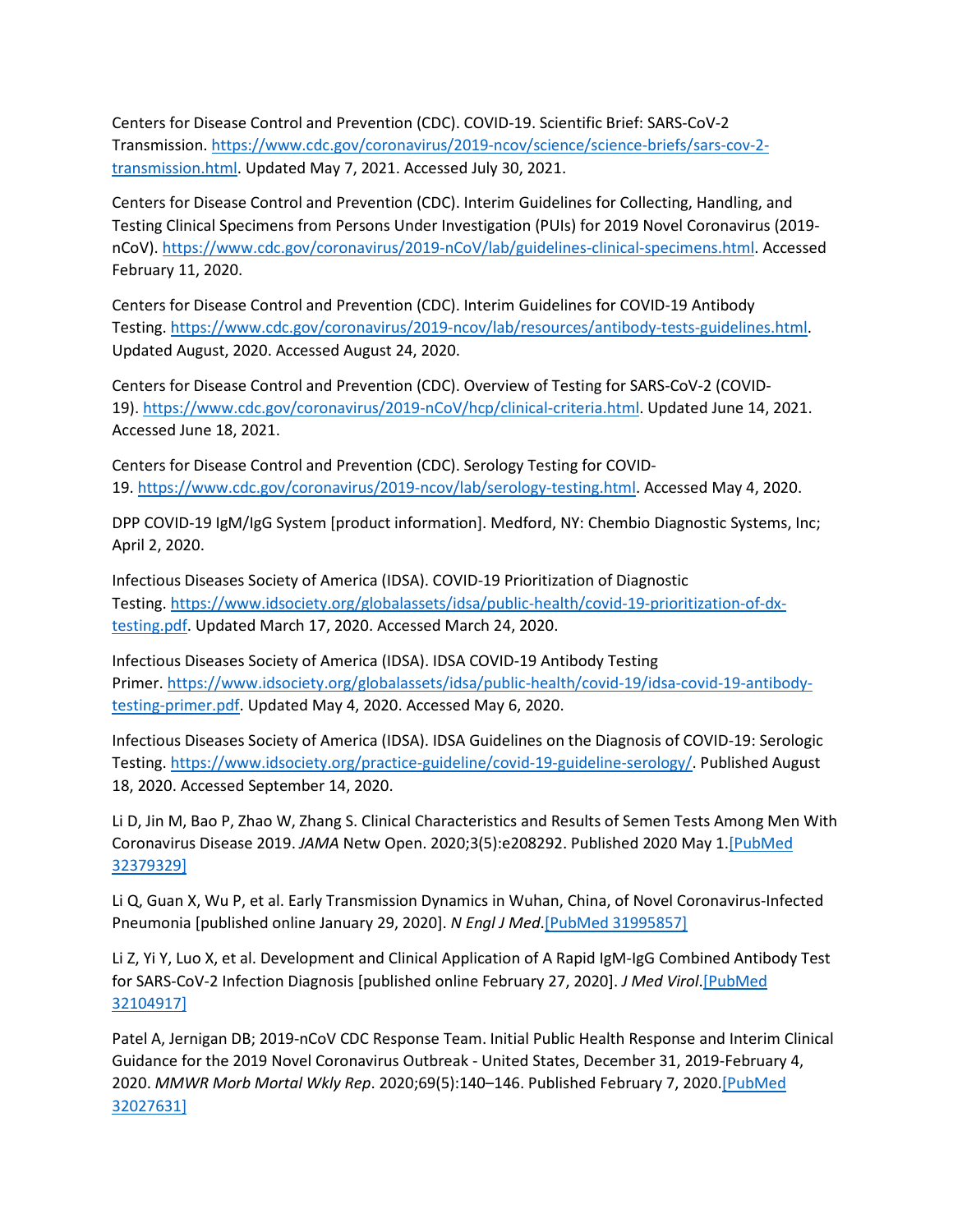Centers for Disease Control and Prevention (CDC). COVID-19. Scientific Brief: SARS-CoV-2 Transmission. https://www.cdc.gov/coronavirus/2019-ncov/science/science-briefs/sars-cov-2-transmission.html. Updated May 7, 2021. Accessed July 30, 2021.

Centers for Disease Control and Prevention (CDC). Interim Guidelines for Collecting, Handling, and Testing Clinical Specimens from Persons Under Investigation (PUIs) for 2019 Novel Coronavirus (2019-nCoV). https://www.cdc.gov/coronavirus/2019-nCoV/lab/guidelines-clinical-specimens.html. Accessed February 11, 2020.

Centers for Disease Control and Prevention (CDC). Interim Guidelines for COVID-19 Antibody Testing. https://www.cdc.gov/coronavirus/2019-ncov/lab/resources/antibody-tests-guidelines.html. Updated August, 2020. Accessed August 24, 2020.

Centers for Disease Control and Prevention (CDC). Overview of Testing for SARS-CoV-2 (COVID-19). https://www.cdc.gov/coronavirus/2019-nCoV/hcp/clinical-criteria.html. Updated June 14, 2021. Accessed June 18, 2021.

Centers for Disease Control and Prevention (CDC). Serology Testing for COVID-19. https://www.cdc.gov/coronavirus/2019-ncov/lab/serology-testing.html. Accessed May 4, 2020.

DPP COVID-19 IgM/IgG System [product information]. Medford, NY: Chembio Diagnostic Systems, Inc; April 2, 2020.

Infectious Diseases Society of America (IDSA). COVID-19 Prioritization of Diagnostic Testing. https://www.idsociety.org/globalassets/idsa/public-health/covid-19-prioritization-of-dx-testing.pdf. Updated March 17, 2020. Accessed March 24, 2020.

Infectious Diseases Society of America (IDSA). IDSA COVID-19 Antibody Testing Primer. https://www.idsociety.org/globalassets/idsa/public-health/covid-19/idsa-covid-19-antibody-testing-primer.pdf. Updated May 4, 2020. Accessed May 6, 2020.

Infectious Diseases Society of America (IDSA). IDSA Guidelines on the Diagnosis of COVID-19: Serologic Testing. https://www.idsociety.org/practice-guideline/covid-19-guideline-serology/. Published August 18, 2020. Accessed September 14, 2020.

Li D, Jin M, Bao P, Zhao W, Zhang S. Clinical Characteristics and Results of Semen Tests Among Men With Coronavirus Disease 2019. *JAMA* Netw Open. 2020;3(5):e208292. Published 2020 May 1.[PubMed 32379329]

Li Q, Guan X, Wu P, et al. Early Transmission Dynamics in Wuhan, China, of Novel Coronavirus-Infected Pneumonia [published online January 29, 2020]. *N Engl J Med*.[PubMed 31995857]

Li Z, Yi Y, Luo X, et al. Development and Clinical Application of A Rapid IgM-IgG Combined Antibody Test for SARS-CoV-2 Infection Diagnosis [published online February 27, 2020]. *J Med Virol*.[PubMed 32104917]

Patel A, Jernigan DB; 2019-nCoV CDC Response Team. Initial Public Health Response and Interim Clinical Guidance for the 2019 Novel Coronavirus Outbreak - United States, December 31, 2019-February 4, 2020. *MMWR Morb Mortal Wkly Rep*. 2020;69(5):140–146. Published February 7, 2020.[PubMed 32027631]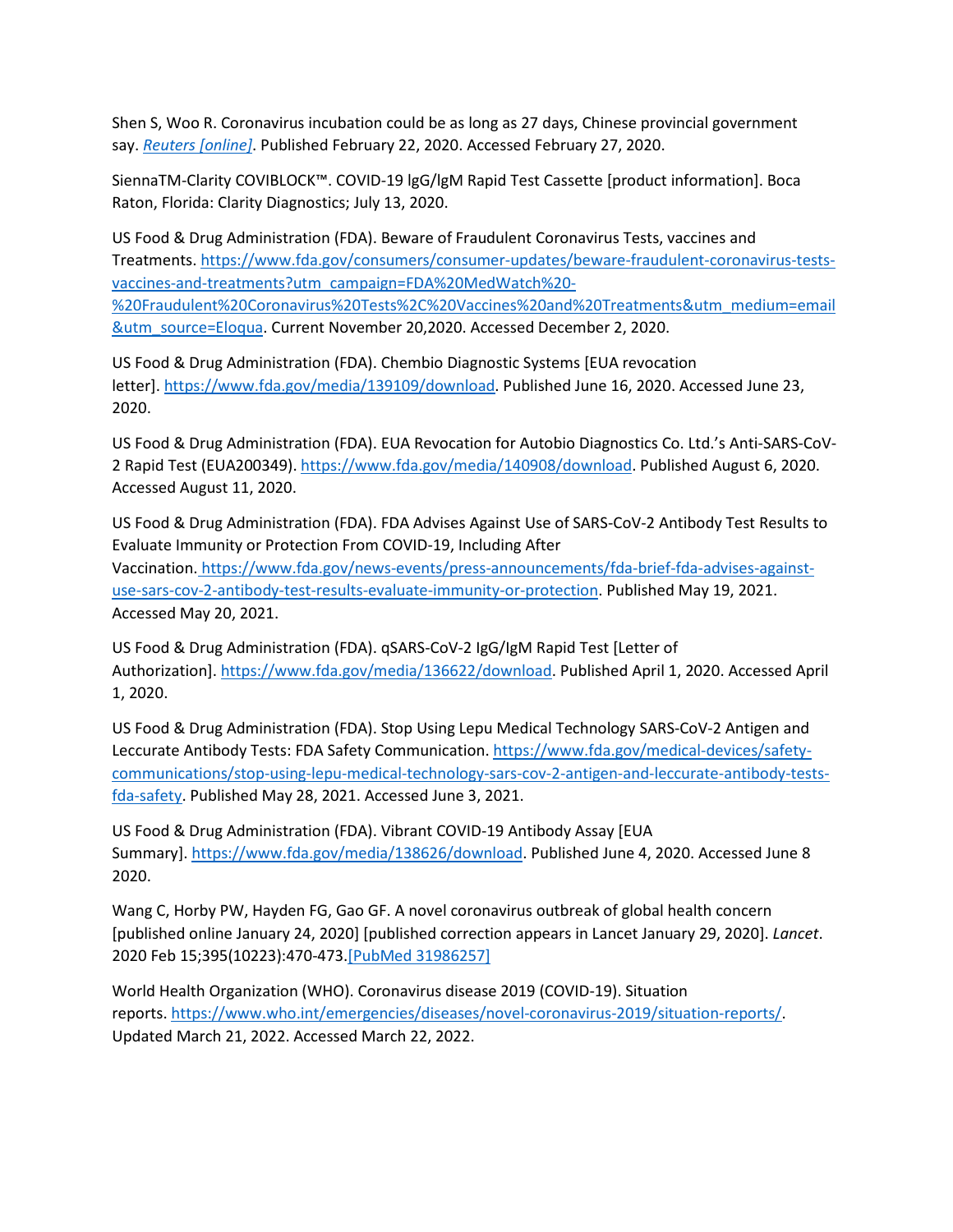Shen S, Woo R. Coronavirus incubation could be as long as 27 days, Chinese provincial government say. *Reuters [online]*. Published February 22, 2020. Accessed February 27, 2020.

SiennaTM-Clarity COVIBLOCK™. COVID-19 lgG/lgM Rapid Test Cassette [product information]. Boca Raton, Florida: Clarity Diagnostics; July 13, 2020.

US Food & Drug Administration (FDA). Beware of Fraudulent Coronavirus Tests, vaccines and Treatments. https://www.fda.gov/consumers/consumer-updates/beware-fraudulent-coronavirus-tests-vaccines-and-treatments?utm_campaign=FDA%20MedWatch%20-%20Fraudulent%20Coronavirus%20Tests%2C%20Vaccines%20and%20Treatments&utm_medium=email&utm_source=Eloqua. Current November 20,2020. Accessed December 2, 2020.

US Food & Drug Administration (FDA). Chembio Diagnostic Systems [EUA revocation letter]. https://www.fda.gov/media/139109/download. Published June 16, 2020. Accessed June 23, 2020.

US Food & Drug Administration (FDA). EUA Revocation for Autobio Diagnostics Co. Ltd.'s Anti-SARS-CoV-2 Rapid Test (EUA200349). https://www.fda.gov/media/140908/download. Published August 6, 2020. Accessed August 11, 2020.

US Food & Drug Administration (FDA). FDA Advises Against Use of SARS-CoV-2 Antibody Test Results to Evaluate Immunity or Protection From COVID-19, Including After Vaccination. https://www.fda.gov/news-events/press-announcements/fda-brief-fda-advises-against-use-sars-cov-2-antibody-test-results-evaluate-immunity-or-protection. Published May 19, 2021. Accessed May 20, 2021.

US Food & Drug Administration (FDA). qSARS-CoV-2 IgG/IgM Rapid Test [Letter of Authorization]. https://www.fda.gov/media/136622/download. Published April 1, 2020. Accessed April 1, 2020.

US Food & Drug Administration (FDA). Stop Using Lepu Medical Technology SARS-CoV-2 Antigen and Leccurate Antibody Tests: FDA Safety Communication. https://www.fda.gov/medical-devices/safety-communications/stop-using-lepu-medical-technology-sars-cov-2-antigen-and-leccurate-antibody-tests-fda-safety. Published May 28, 2021. Accessed June 3, 2021.

US Food & Drug Administration (FDA). Vibrant COVID-19 Antibody Assay [EUA Summary]. https://www.fda.gov/media/138626/download. Published June 4, 2020. Accessed June 8 2020.

Wang C, Horby PW, Hayden FG, Gao GF. A novel coronavirus outbreak of global health concern [published online January 24, 2020] [published correction appears in Lancet January 29, 2020]. *Lancet*. 2020 Feb 15;395(10223):470-473.[PubMed 31986257]

World Health Organization (WHO). Coronavirus disease 2019 (COVID-19). Situation reports. https://www.who.int/emergencies/diseases/novel-coronavirus-2019/situation-reports/. Updated March 21, 2022. Accessed March 22, 2022.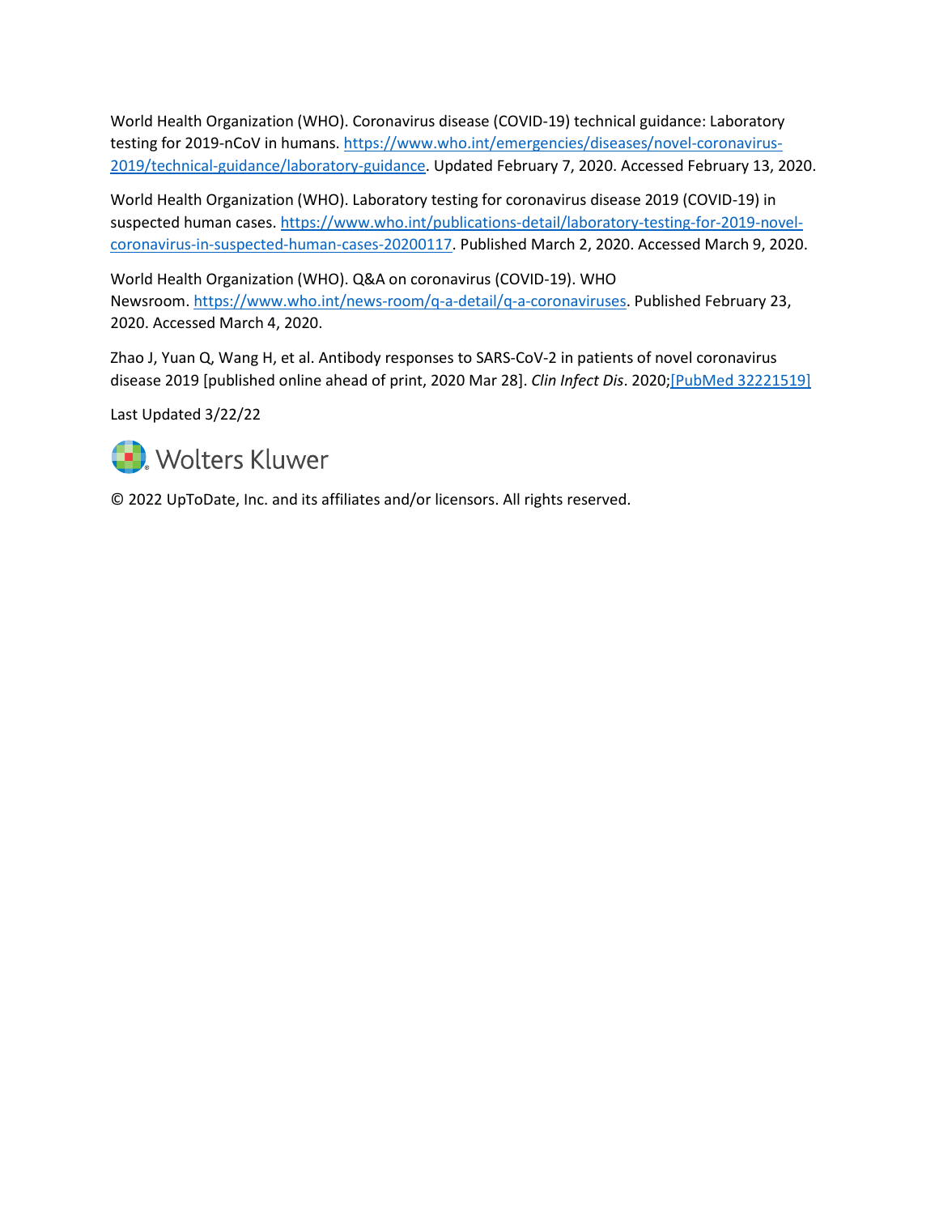World Health Organization (WHO). Coronavirus disease (COVID-19) technical guidance: Laboratory testing for 2019-nCoV in humans. [https://www.who.int/emergencies/diseases/novel-coronavirus-2019/technical-guidance/laboratory-guidance](https://www.who.int/emergencies/diseases/novel-coronavirus-2019/technical-guidance/laboratory-guidance). Updated February 7, 2020. Accessed February 13, 2020.

World Health Organization (WHO). Laboratory testing for coronavirus disease 2019 (COVID-19) in suspected human cases. [https://www.who.int/publications-detail/laboratory-testing-for-2019-novel-coronavirus-in-suspected-human-cases-20200117](https://www.who.int/publications-detail/laboratory-testing-for-2019-novel-coronavirus-in-suspected-human-cases-20200117). Published March 2, 2020. Accessed March 9, 2020.

World Health Organization (WHO). Q&A on coronavirus (COVID-19). WHO Newsroom. [https://www.who.int/news-room/q-a-detail/q-a-coronaviruses](https://www.who.int/news-room/q-a-detail/q-a-coronaviruses). Published February 23, 2020. Accessed March 4, 2020.

Zhao J, Yuan Q, Wang H, et al. Antibody responses to SARS-CoV-2 in patients of novel coronavirus disease 2019 [published online ahead of print, 2020 Mar 28]. *Clin Infect Dis*. 2020;[PubMed 32221519]

Last Updated 3/22/22

Wolters Kluwer

© 2022 UpToDate, Inc. and its affiliates and/or licensors. All rights reserved.